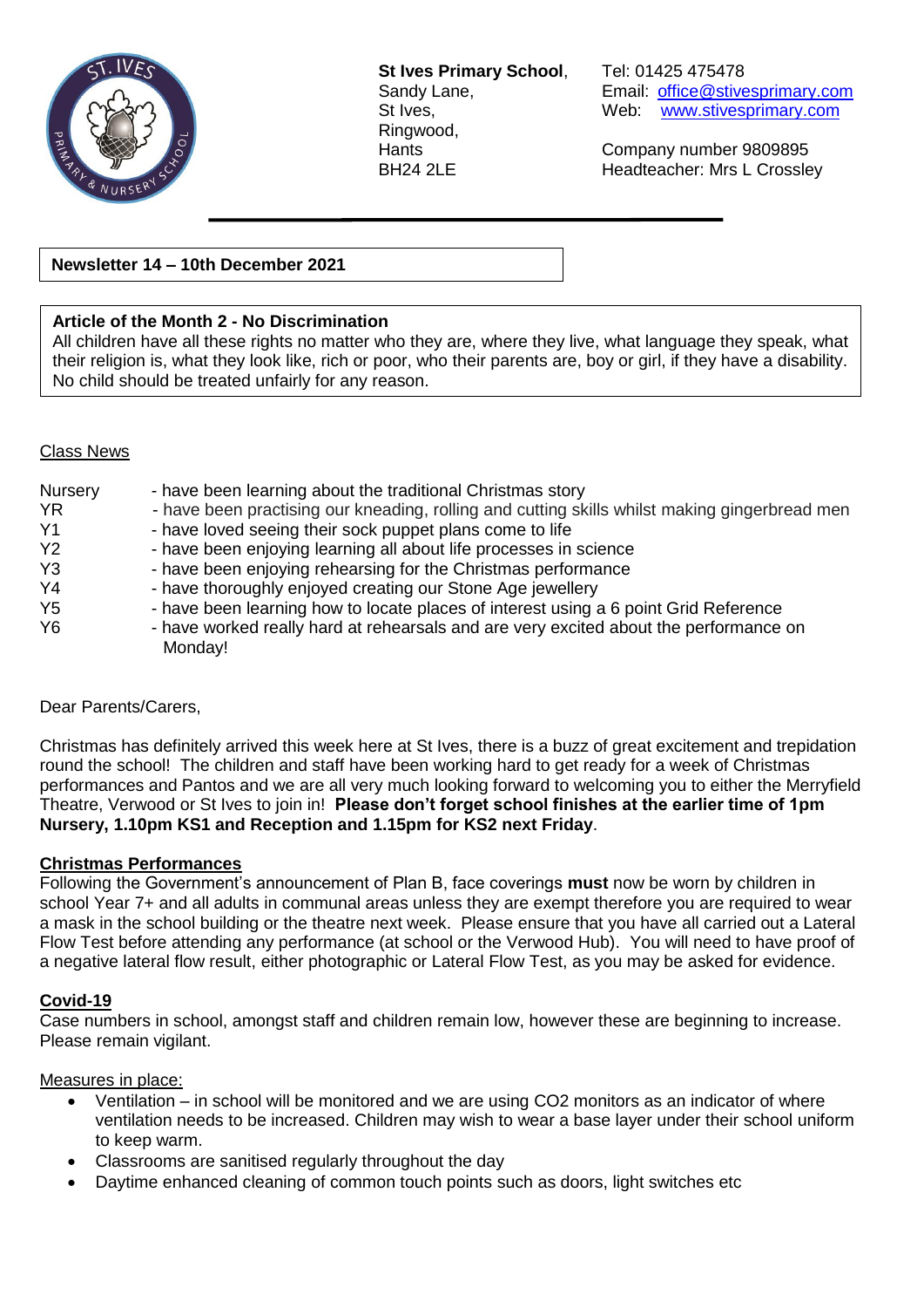**St Ives Primary School**,
Sandy Lane,
St Ives,
Ringwood,
Hants
BH24 2LE

Tel: 01425 475478
Email: office@stivesprimary.com
Web: www.stivesprimary.com

Company number 9809895
Headteacher: Mrs L Crossley

---

**Newsletter 14 – 10th December 2021**

**Article of the Month 2 - No Discrimination**
All children have all these rights no matter who they are, where they live, what language they speak, what their religion is, what they look like, rich or poor, who their parents are, boy or girl, if they have a disability. No child should be treated unfairly for any reason.

## Class News

| | |
|---|---|
| Nursery | - have been learning about the traditional Christmas story |
| YR | - have been practising our kneading, rolling and cutting skills whilst making gingerbread men |
| Y1 | - have loved seeing their sock puppet plans come to life |
| Y2 | - have been enjoying learning all about life processes in science |
| Y3 | - have been enjoying rehearsing for the Christmas performance |
| Y4 | - have thoroughly enjoyed creating our Stone Age jewellery |
| Y5 | - have been learning how to locate places of interest using a 6 point Grid Reference |
| Y6 | - have worked really hard at rehearsals and are very excited about the performance on Monday! |

Dear Parents/Carers,

Christmas has definitely arrived this week here at St Ives, there is a buzz of great excitement and trepidation round the school! The children and staff have been working hard to get ready for a week of Christmas performances and Pantos and we are all very much looking forward to welcoming you to either the Merryfield Theatre, Verwood or St Ives to join in! **Please don't forget school finishes at the earlier time of 1pm Nursery, 1.10pm KS1 and Reception and 1.15pm for KS2 next Friday**.

## Christmas Performances

Following the Government's announcement of Plan B, face coverings **must** now be worn by children in school Year 7+ and all adults in communal areas unless they are exempt therefore you are required to wear a mask in the school building or the theatre next week. Please ensure that you have all carried out a Lateral Flow Test before attending any performance (at school or the Verwood Hub). You will need to have proof of a negative lateral flow result, either photographic or Lateral Flow Test, as you may be asked for evidence.

## Covid-19

Case numbers in school, amongst staff and children remain low, however these are beginning to increase. Please remain vigilant.

Measures in place:

- Ventilation – in school will be monitored and we are using $CO_2$ monitors as an indicator of where ventilation needs to be increased. Children may wish to wear a base layer under their school uniform to keep warm.
- Classrooms are sanitised regularly throughout the day
- Daytime enhanced cleaning of common touch points such as doors, light switches etc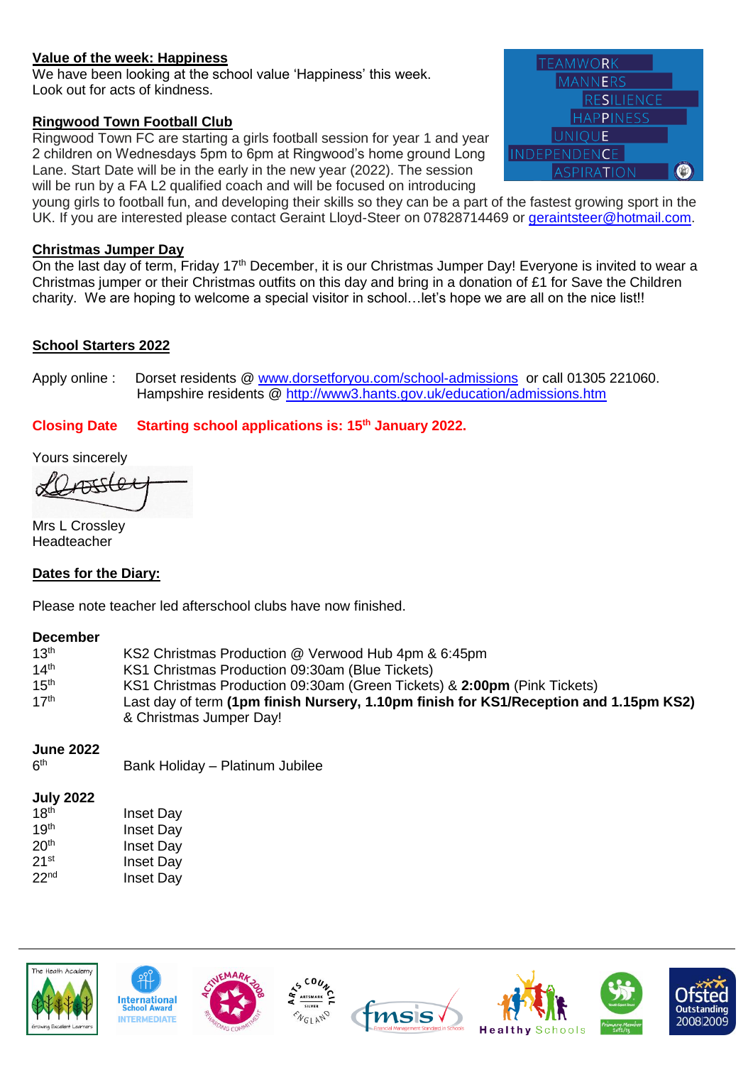## Value of the week: Happiness

We have been looking at the school value 'Happiness' this week.
Look out for acts of kindness.

TEAMWORK
MANNERS
RESILIENCE
HAPPINESS
UNIQUE
INDEPENDENCE
ASPIRATION

## Ringwood Town Football Club

Ringwood Town FC are starting a girls football session for year 1 and year 2 children on Wednesdays 5pm to 6pm at Ringwood's home ground Long Lane. Start Date will be in the early in the new year (2022). The session will be run by a FA L2 qualified coach and will be focused on introducing young girls to football fun, and developing their skills so they can be a part of the fastest growing sport in the UK. If you are interested please contact Geraint Lloyd-Steer on 07828714469 or geraintsteer@hotmail.com.

## Christmas Jumper Day

On the last day of term, Friday 17th December, it is our Christmas Jumper Day! Everyone is invited to wear a Christmas jumper or their Christmas outfits on this day and bring in a donation of £1 for Save the Children charity. We are hoping to welcome a special visitor in school…let's hope we are all on the nice list!!

## School Starters 2022

Apply online : Dorset residents @ www.dorsetforyou.com/school-admissions or call 01305 221060.
Hampshire residents @ http://www3.hants.gov.uk/education/admissions.htm

**Closing Date Starting school applications is: 15th January 2022.**

Yours sincerely

Mrs L Crossley
Headteacher

## Dates for the Diary:

Please note teacher led afterschool clubs have now finished.

**December**

| | |
|---|---|
| 13th | KS2 Christmas Production @ Verwood Hub 4pm & 6:45pm |
| 14th | KS1 Christmas Production 09:30am (Blue Tickets) |
| 15th | KS1 Christmas Production 09:30am (Green Tickets) & **2:00pm** (Pink Tickets) |
| 17th | Last day of term **(1pm finish Nursery, 1.10pm finish for KS1/Reception and 1.15pm KS2)** & Christmas Jumper Day! |

**June 2022**

| | |
|---|---|
| 6th | Bank Holiday – Platinum Jubilee |

**July 2022**

| | |
|---|---|
| 18th | Inset Day |
| 19th | Inset Day |
| 20th | Inset Day |
| 21st | Inset Day |
| 22nd | Inset Day |